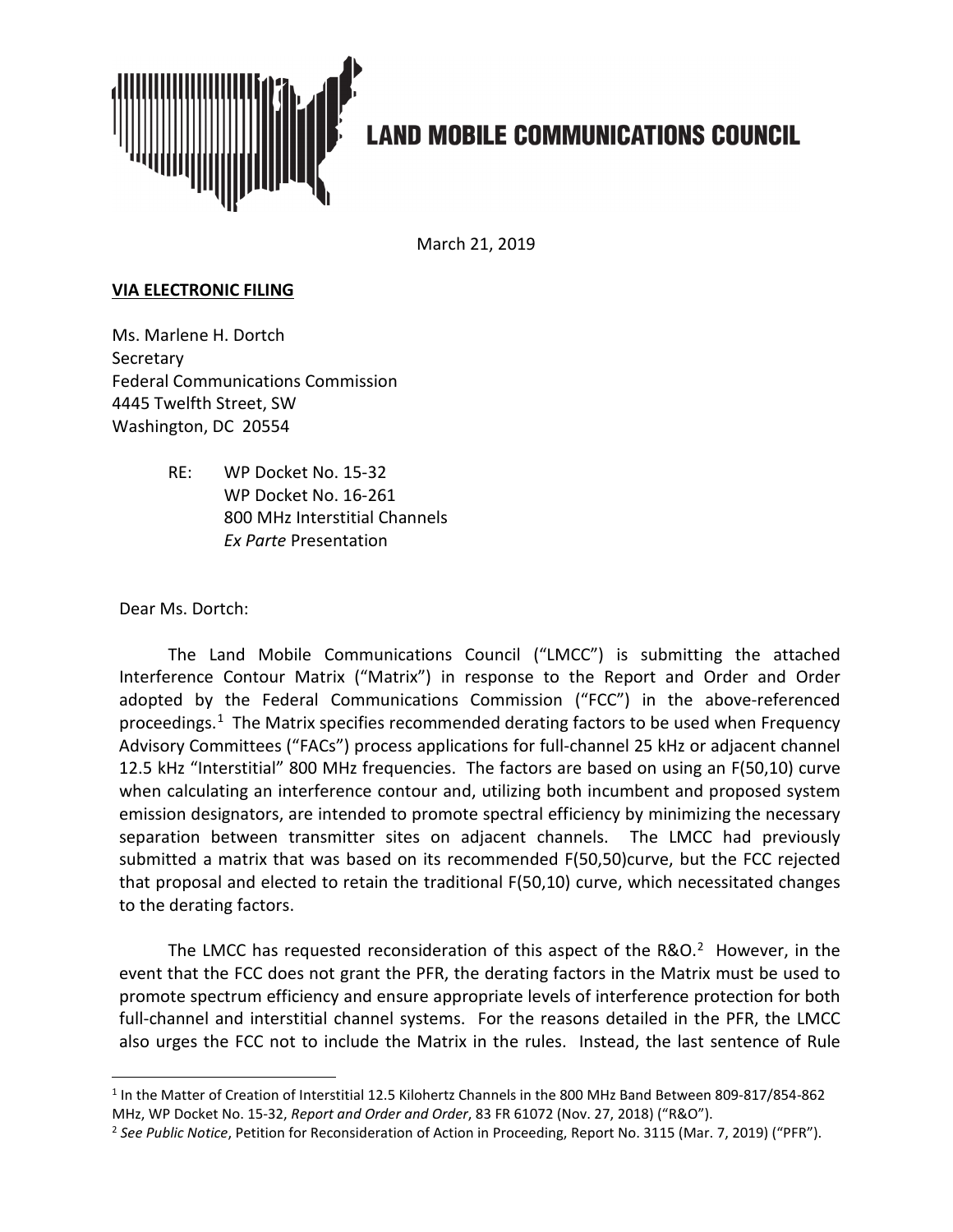# LAND MOBILE COMMUNICATIONS COUNCIL

March 21, 2019

**VIA ELECTRONIC FILING**

Ms. Marlene H. Dortch
Secretary
Federal Communications Commission
4445 Twelfth Street, SW
Washington, DC 20554

RE: WP Docket No. 15-32
WP Docket No. 16-261
800 MHz Interstitial Channels
*Ex Parte* Presentation

Dear Ms. Dortch:

The Land Mobile Communications Council ("LMCC") is submitting the attached Interference Contour Matrix ("Matrix") in response to the Report and Order and Order adopted by the Federal Communications Commission ("FCC") in the above-referenced proceedings.[1] The Matrix specifies recommended derating factors to be used when Frequency Advisory Committees ("FACs") process applications for full-channel 25 kHz or adjacent channel 12.5 kHz "Interstitial" 800 MHz frequencies. The factors are based on using an F(50,10) curve when calculating an interference contour and, utilizing both incumbent and proposed system emission designators, are intended to promote spectral efficiency by minimizing the necessary separation between transmitter sites on adjacent channels. The LMCC had previously submitted a matrix that was based on its recommended F(50,50)curve, but the FCC rejected that proposal and elected to retain the traditional F(50,10) curve, which necessitated changes to the derating factors.

The LMCC has requested reconsideration of this aspect of the R&O.[2] However, in the event that the FCC does not grant the PFR, the derating factors in the Matrix must be used to promote spectrum efficiency and ensure appropriate levels of interference protection for both full-channel and interstitial channel systems. For the reasons detailed in the PFR, the LMCC also urges the FCC not to include the Matrix in the rules. Instead, the last sentence of Rule

---

[1] In the Matter of Creation of Interstitial 12.5 Kilohertz Channels in the 800 MHz Band Between 809-817/854-862 MHz, WP Docket No. 15-32, *Report and Order and Order*, 83 FR 61072 (Nov. 27, 2018) ("R&O").

[2] *See Public Notice*, Petition for Reconsideration of Action in Proceeding, Report No. 3115 (Mar. 7, 2019) ("PFR").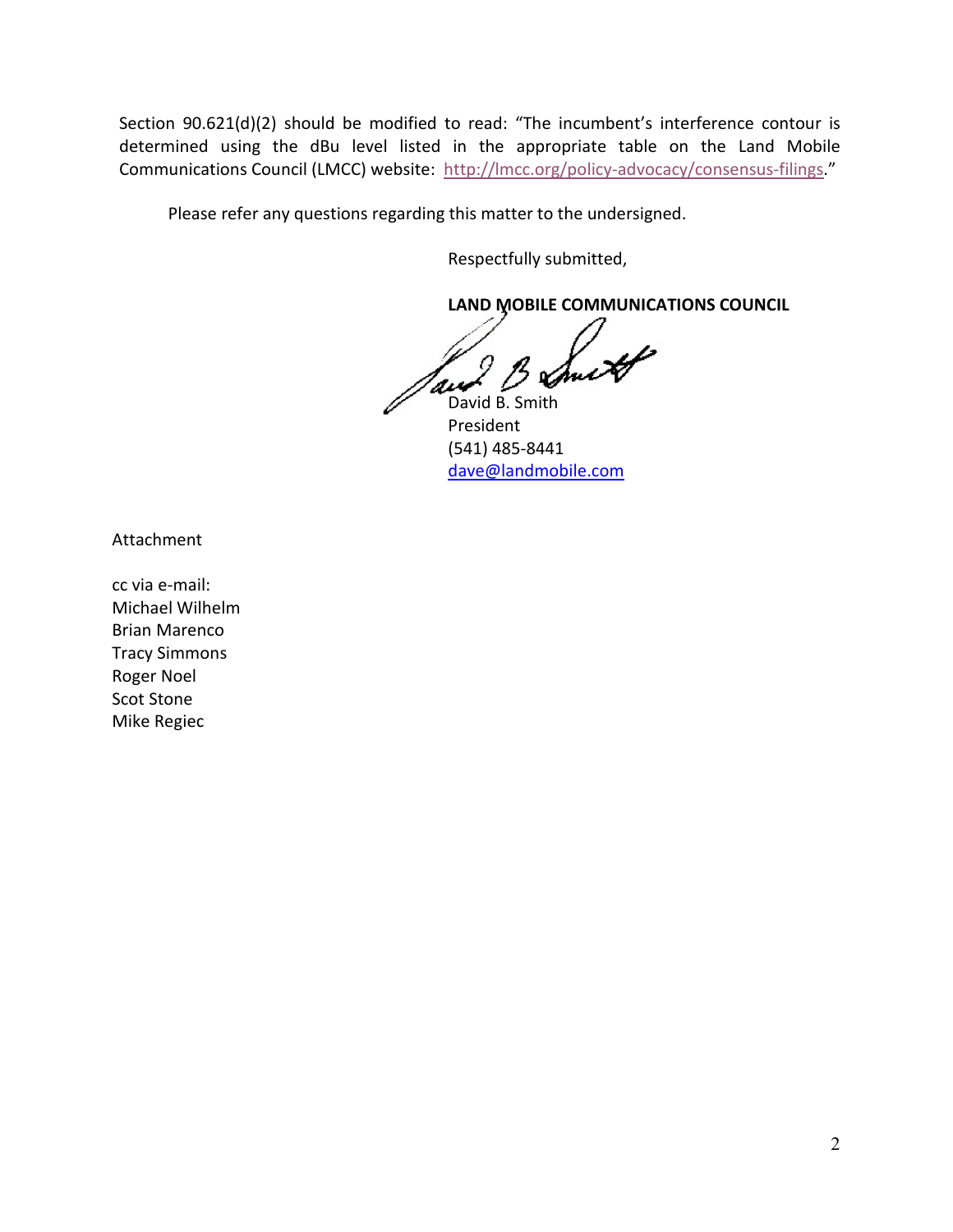Section 90.621(d)(2) should be modified to read: "The incumbent's interference contour is determined using the dBu level listed in the appropriate table on the Land Mobile Communications Council (LMCC) website: http://lmcc.org/policy-advocacy/consensus-filings."

Please refer any questions regarding this matter to the undersigned.

Respectfully submitted,

**LAND MOBILE COMMUNICATIONS COUNCIL**

David B. Smith  
President  
(541) 485-8441  
dave@landmobile.com

Attachment

cc via e-mail:  
Michael Wilhelm  
Brian Marenco  
Tracy Simmons  
Roger Noel  
Scot Stone  
Mike Regiec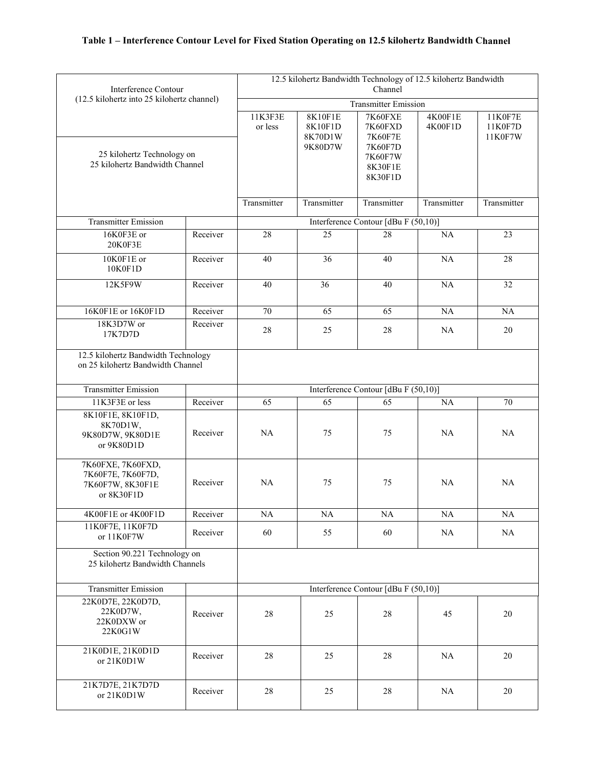**Table 1 – Interference Contour Level for Fixed Station Operating on 12.5 kilohertz Bandwidth Channel**

| Interference Contour (12.5 kilohertz into 25 kilohertz channel) | | 12.5 kilohertz Bandwidth Technology of 12.5 kilohertz Bandwidth Channel | | | | |
|---|---|---|---|---|---|---|
| | | Transmitter Emission | | | | |
| 25 kilohertz Technology on 25 kilohertz Bandwidth Channel | | 11K3F3E or less | 8K10F1E 8K10F1D 8K70D1W 9K80D7W | 7K60FXE 7K60FXD 7K60F7E 7K60F7D 7K60F7W 8K30F1E 8K30F1D | 4K00F1E 4K00F1D | 11K0F7E 11K0F7D 11K0F7W |
| | | Transmitter | Transmitter | Transmitter | Transmitter | Transmitter |
| Transmitter Emission | | Interference Contour [dBu F (50,10)] | | | | |
| 16K0F3E or 20K0F3E | Receiver | 28 | 25 | 28 | NA | 23 |
| 10K0F1E or 10K0F1D | Receiver | 40 | 36 | 40 | NA | 28 |
| 12K5F9W | Receiver | 40 | 36 | 40 | NA | 32 |
| 16K0F1E or 16K0F1D | Receiver | 70 | 65 | 65 | NA | NA |
| 18K3D7W or 17K7D7D | Receiver | 28 | 25 | 28 | NA | 20 |
| 12.5 kilohertz Bandwidth Technology on 25 kilohertz Bandwidth Channel | | | | | | |
| Transmitter Emission | | Interference Contour [dBu F (50,10)] | | | | |
| 11K3F3E or less | Receiver | 65 | 65 | 65 | NA | 70 |
| 8K10F1E, 8K10F1D, 8K70D1W, 9K80D7W, 9K80D1E or 9K80D1D | Receiver | NA | 75 | 75 | NA | NA |
| 7K60FXE, 7K60FXD, 7K60F7E, 7K60F7D, 7K60F7W, 8K30F1E or 8K30F1D | Receiver | NA | 75 | 75 | NA | NA |
| 4K00F1E or 4K00F1D | Receiver | NA | NA | NA | NA | NA |
| 11K0F7E, 11K0F7D or 11K0F7W | Receiver | 60 | 55 | 60 | NA | NA |
| Section 90.221 Technology on 25 kilohertz Bandwidth Channels | | | | | | |
| Transmitter Emission | | Interference Contour [dBu F (50,10)] | | | | |
| 22K0D7E, 22K0D7D, 22K0D7W, 22K0DXW or 22K0G1W | Receiver | 28 | 25 | 28 | 45 | 20 |
| 21K0D1E, 21K0D1D or 21K0D1W | Receiver | 28 | 25 | 28 | NA | 20 |
| 21K7D7E, 21K7D7D or 21K0D1W | Receiver | 28 | 25 | 28 | NA | 20 |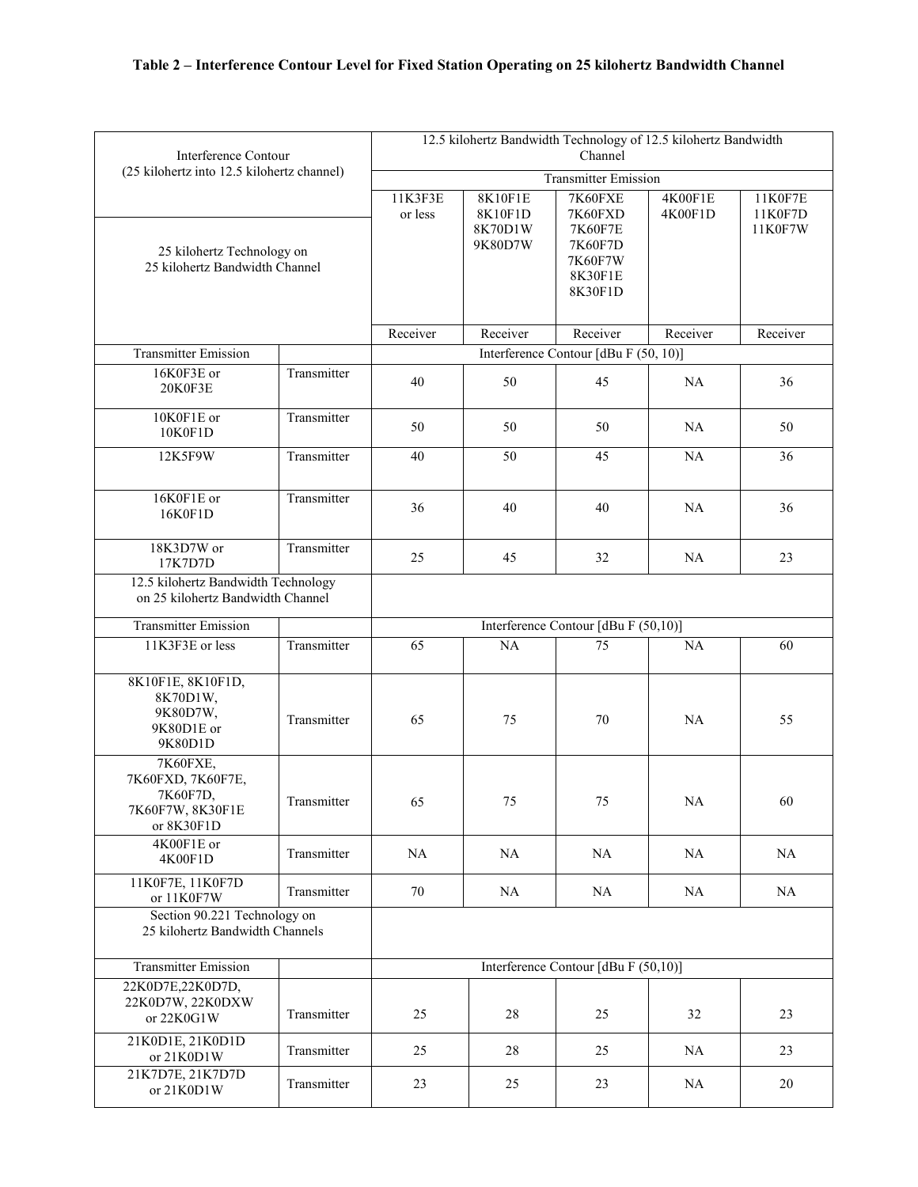**Table 2 – Interference Contour Level for Fixed Station Operating on 25 kilohertz Bandwidth Channel**

| Interference Contour (25 kilohertz into 12.5 kilohertz channel) | | 12.5 kilohertz Bandwidth Technology of 12.5 kilohertz Bandwidth Channel | | | | |
|---|---|---|---|---|---|---|
| | | Transmitter Emission | | | | |
| 25 kilohertz Technology on 25 kilohertz Bandwidth Channel | | 11K3F3E or less | 8K10F1E 8K10F1D 8K70D1W 9K80D7W | 7K60FXE 7K60FXD 7K60F7E 7K60F7D 7K60F7W 8K30F1E 8K30F1D | 4K00F1E 4K00F1D | 11K0F7E 11K0F7D 11K0F7W |
| | | Receiver | Receiver | Receiver | Receiver | Receiver |
| Transmitter Emission | | Interference Contour [dBu F (50, 10)] | | | | |
| 16K0F3E or 20K0F3E | Transmitter | 40 | 50 | 45 | NA | 36 |
| 10K0F1E or 10K0F1D | Transmitter | 50 | 50 | 50 | NA | 50 |
| 12K5F9W | Transmitter | 40 | 50 | 45 | NA | 36 |
| 16K0F1E or 16K0F1D | Transmitter | 36 | 40 | 40 | NA | 36 |
| 18K3D7W or 17K7D7D | Transmitter | 25 | 45 | 32 | NA | 23 |
| 12.5 kilohertz Bandwidth Technology on 25 kilohertz Bandwidth Channel | | | | | | |
| Transmitter Emission | | Interference Contour [dBu F (50,10)] | | | | |
| 11K3F3E or less | Transmitter | 65 | NA | 75 | NA | 60 |
| 8K10F1E, 8K10F1D, 8K70D1W, 9K80D7W, 9K80D1E or 9K80D1D | Transmitter | 65 | 75 | 70 | NA | 55 |
| 7K60FXE, 7K60FXD, 7K60F7E, 7K60F7D, 7K60F7W, 8K30F1E or 8K30F1D | Transmitter | 65 | 75 | 75 | NA | 60 |
| 4K00F1E or 4K00F1D | Transmitter | NA | NA | NA | NA | NA |
| 11K0F7E, 11K0F7D or 11K0F7W | Transmitter | 70 | NA | NA | NA | NA |
| Section 90.221 Technology on 25 kilohertz Bandwidth Channels | | | | | | |
| Transmitter Emission | | Interference Contour [dBu F (50,10)] | | | | |
| 22K0D7E,22K0D7D, 22K0D7W, 22K0DXW or 22K0G1W | Transmitter | 25 | 28 | 25 | 32 | 23 |
| 21K0D1E, 21K0D1D or 21K0D1W | Transmitter | 25 | 28 | 25 | NA | 23 |
| 21K7D7E, 21K7D7D or 21K0D1W | Transmitter | 23 | 25 | 23 | NA | 20 |